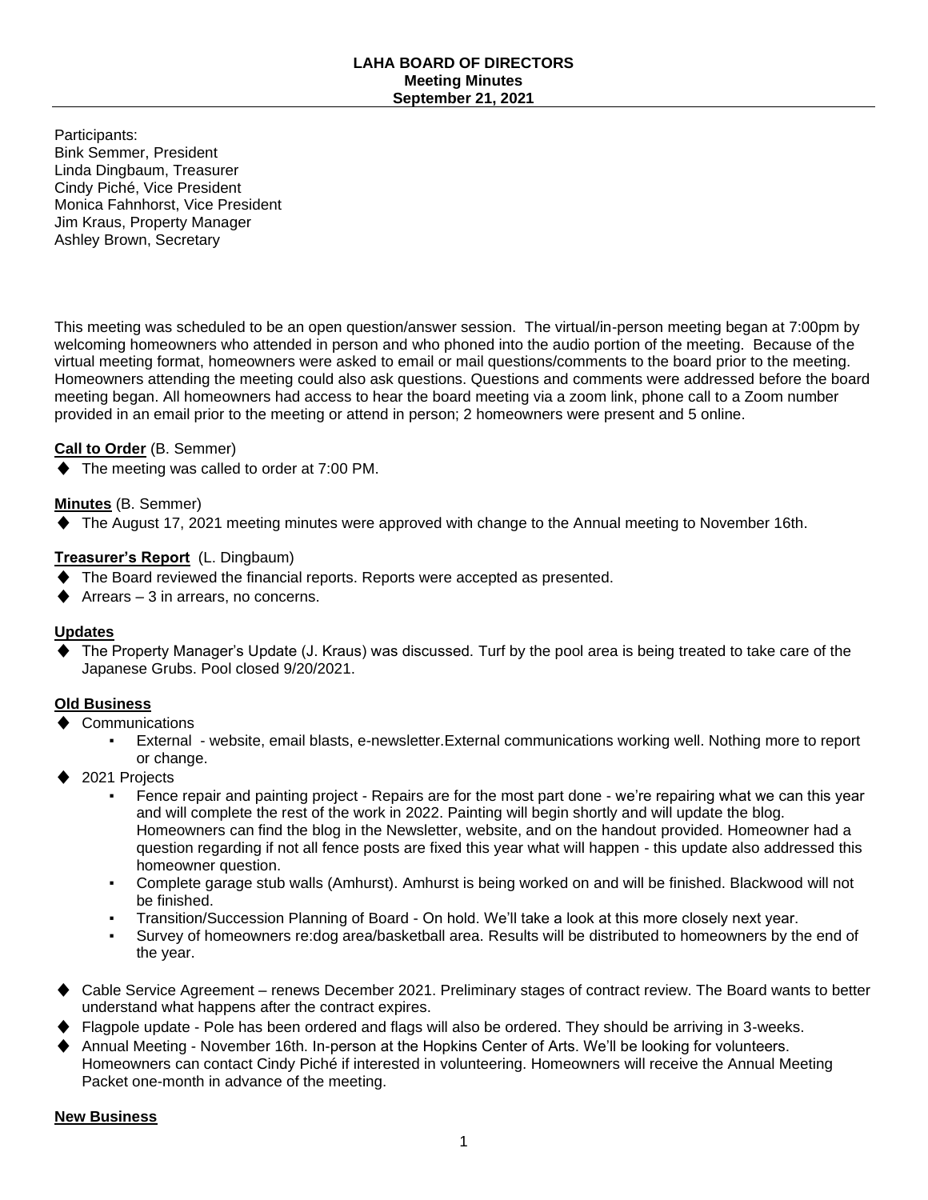# LAHA BOARD OF DIRECTORS
## Meeting Minutes
## September 21, 2021

Participants:
Bink Semmer, President
Linda Dingbaum, Treasurer
Cindy Piché, Vice President
Monica Fahnhorst, Vice President
Jim Kraus, Property Manager
Ashley Brown, Secretary

This meeting was scheduled to be an open question/answer session. The virtual/in-person meeting began at 7:00pm by welcoming homeowners who attended in person and who phoned into the audio portion of the meeting. Because of the virtual meeting format, homeowners were asked to email or mail questions/comments to the board prior to the meeting. Homeowners attending the meeting could also ask questions. Questions and comments were addressed before the board meeting began. All homeowners had access to hear the board meeting via a zoom link, phone call to a Zoom number provided in an email prior to the meeting or attend in person; 2 homeowners were present and 5 online.

**Call to Order** (B. Semmer)

- The meeting was called to order at 7:00 PM.

**Minutes** (B. Semmer)

- The August 17, 2021 meeting minutes were approved with change to the Annual meeting to November 16th.

**Treasurer's Report** (L. Dingbaum)

- The Board reviewed the financial reports. Reports were accepted as presented.
- Arrears – 3 in arrears, no concerns.

**Updates**

- The Property Manager's Update (J. Kraus) was discussed. Turf by the pool area is being treated to take care of the Japanese Grubs. Pool closed 9/20/2021.

**Old Business**

- Communications
  - External - website, email blasts, e-newsletter.External communications working well. Nothing more to report or change.
- 2021 Projects
  - Fence repair and painting project - Repairs are for the most part done - we're repairing what we can this year and will complete the rest of the work in 2022. Painting will begin shortly and will update the blog. Homeowners can find the blog in the Newsletter, website, and on the handout provided. Homeowner had a question regarding if not all fence posts are fixed this year what will happen - this update also addressed this homeowner question.
  - Complete garage stub walls (Amhurst). Amhurst is being worked on and will be finished. Blackwood will not be finished.
  - Transition/Succession Planning of Board - On hold. We'll take a look at this more closely next year.
  - Survey of homeowners re:dog area/basketball area. Results will be distributed to homeowners by the end of the year.
- Cable Service Agreement – renews December 2021. Preliminary stages of contract review. The Board wants to better understand what happens after the contract expires.
- Flagpole update - Pole has been ordered and flags will also be ordered. They should be arriving in 3-weeks.
- Annual Meeting - November 16th. In-person at the Hopkins Center of Arts. We'll be looking for volunteers. Homeowners can contact Cindy Piché if interested in volunteering. Homeowners will receive the Annual Meeting Packet one-month in advance of the meeting.

**New Business**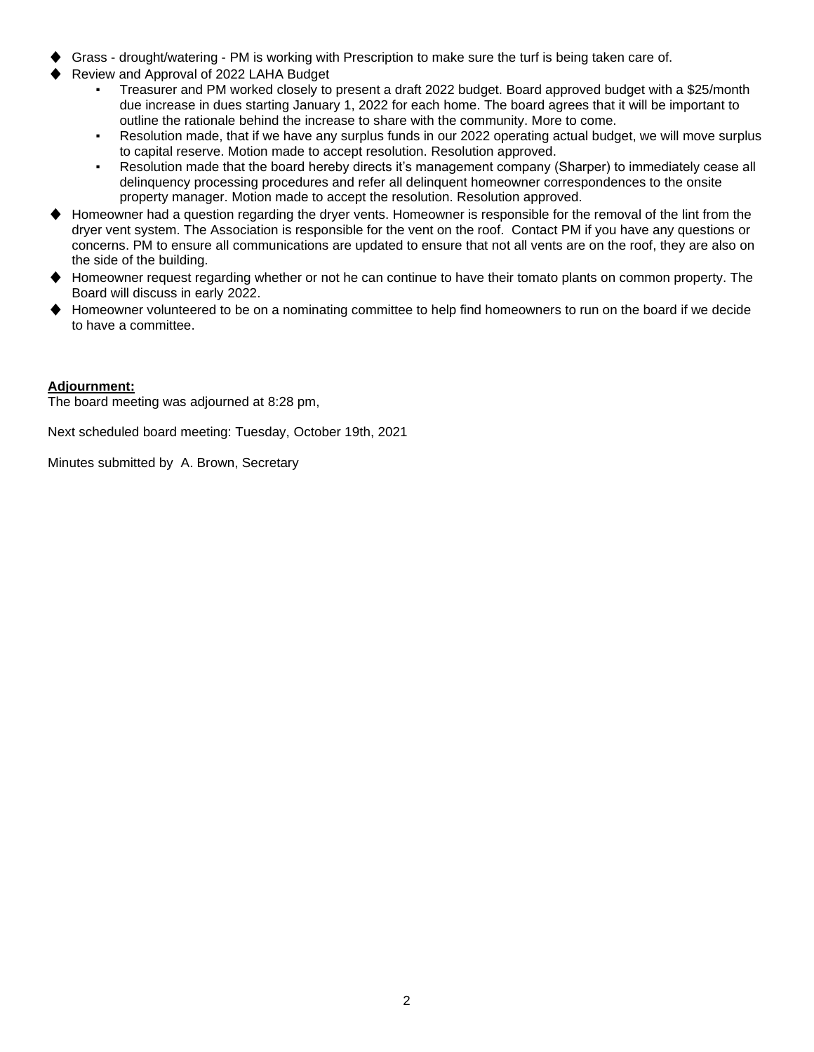- Grass - drought/watering - PM is working with Prescription to make sure the turf is being taken care of.
- Review and Approval of 2022 LAHA Budget
  - Treasurer and PM worked closely to present a draft 2022 budget. Board approved budget with a $25/month due increase in dues starting January 1, 2022 for each home. The board agrees that it will be important to outline the rationale behind the increase to share with the community. More to come.
  - Resolution made, that if we have any surplus funds in our 2022 operating actual budget, we will move surplus to capital reserve. Motion made to accept resolution. Resolution approved.
  - Resolution made that the board hereby directs it's management company (Sharper) to immediately cease all delinquency processing procedures and refer all delinquent homeowner correspondences to the onsite property manager. Motion made to accept the resolution. Resolution approved.
- Homeowner had a question regarding the dryer vents. Homeowner is responsible for the removal of the lint from the dryer vent system. The Association is responsible for the vent on the roof. Contact PM if you have any questions or concerns. PM to ensure all communications are updated to ensure that not all vents are on the roof, they are also on the side of the building.
- Homeowner request regarding whether or not he can continue to have their tomato plants on common property. The Board will discuss in early 2022.
- Homeowner volunteered to be on a nominating committee to help find homeowners to run on the board if we decide to have a committee.

**Adjournment:**

The board meeting was adjourned at 8:28 pm,

Next scheduled board meeting: Tuesday, October 19th, 2021

Minutes submitted by A. Brown, Secretary